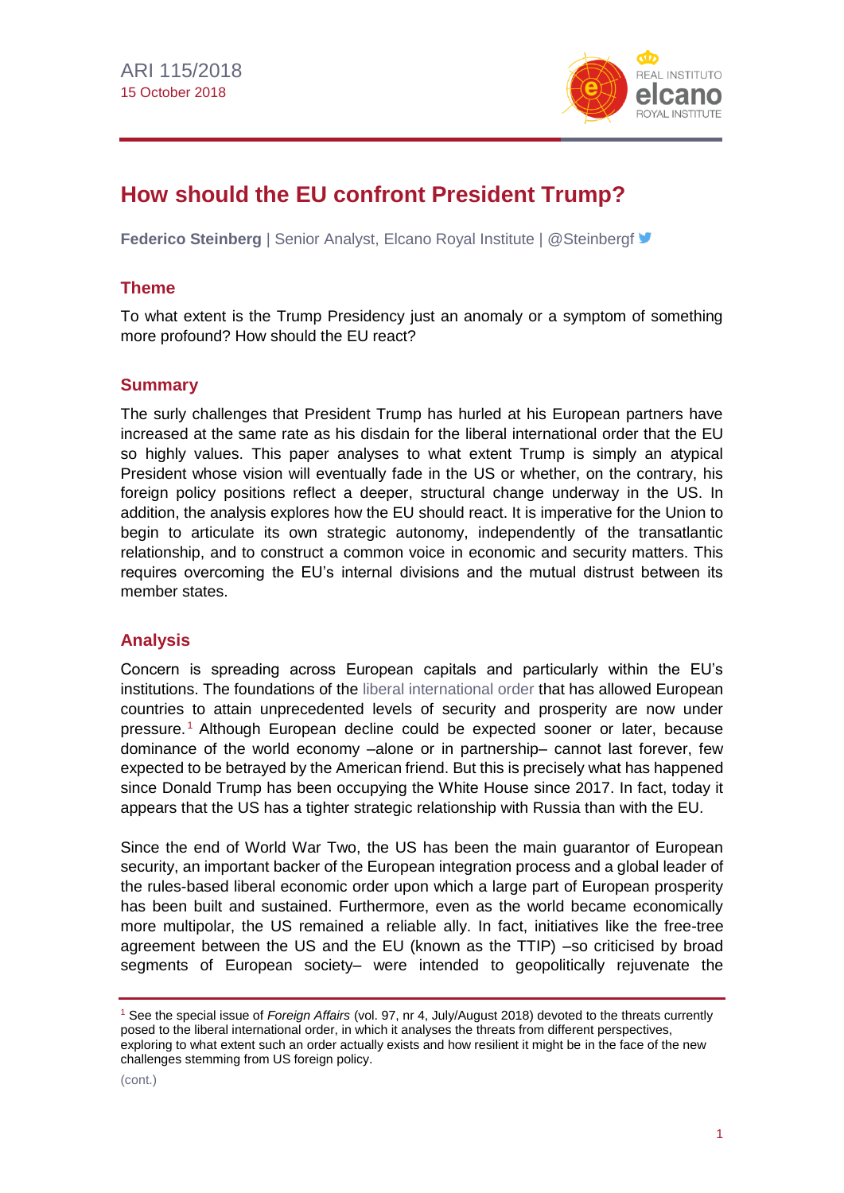ARI 115/2018
15 October 2018

# How should the EU confront President Trump?

**Federico Steinberg** | Senior Analyst, Elcano Royal Institute | @Steinbergf

## Theme

To what extent is the Trump Presidency just an anomaly or a symptom of something more profound? How should the EU react?

## Summary

The surly challenges that President Trump has hurled at his European partners have increased at the same rate as his disdain for the liberal international order that the EU so highly values. This paper analyses to what extent Trump is simply an atypical President whose vision will eventually fade in the US or whether, on the contrary, his foreign policy positions reflect a deeper, structural change underway in the US. In addition, the analysis explores how the EU should react. It is imperative for the Union to begin to articulate its own strategic autonomy, independently of the transatlantic relationship, and to construct a common voice in economic and security matters. This requires overcoming the EU's internal divisions and the mutual distrust between its member states.

## Analysis

Concern is spreading across European capitals and particularly within the EU's institutions. The foundations of the liberal international order that has allowed European countries to attain unprecedented levels of security and prosperity are now under pressure.[1] Although European decline could be expected sooner or later, because dominance of the world economy –alone or in partnership– cannot last forever, few expected to be betrayed by the American friend. But this is precisely what has happened since Donald Trump has been occupying the White House since 2017. In fact, today it appears that the US has a tighter strategic relationship with Russia than with the EU.

Since the end of World War Two, the US has been the main guarantor of European security, an important backer of the European integration process and a global leader of the rules-based liberal economic order upon which a large part of European prosperity has been built and sustained. Furthermore, even as the world became economically more multipolar, the US remained a reliable ally. In fact, initiatives like the free-tree agreement between the US and the EU (known as the TTIP) –so criticised by broad segments of European society– were intended to geopolitically rejuvenate the

---

[1] See the special issue of *Foreign Affairs* (vol. 97, nr 4, July/August 2018) devoted to the threats currently posed to the liberal international order, in which it analyses the threats from different perspectives, exploring to what extent such an order actually exists and how resilient it might be in the face of the new challenges stemming from US foreign policy.

(cont.)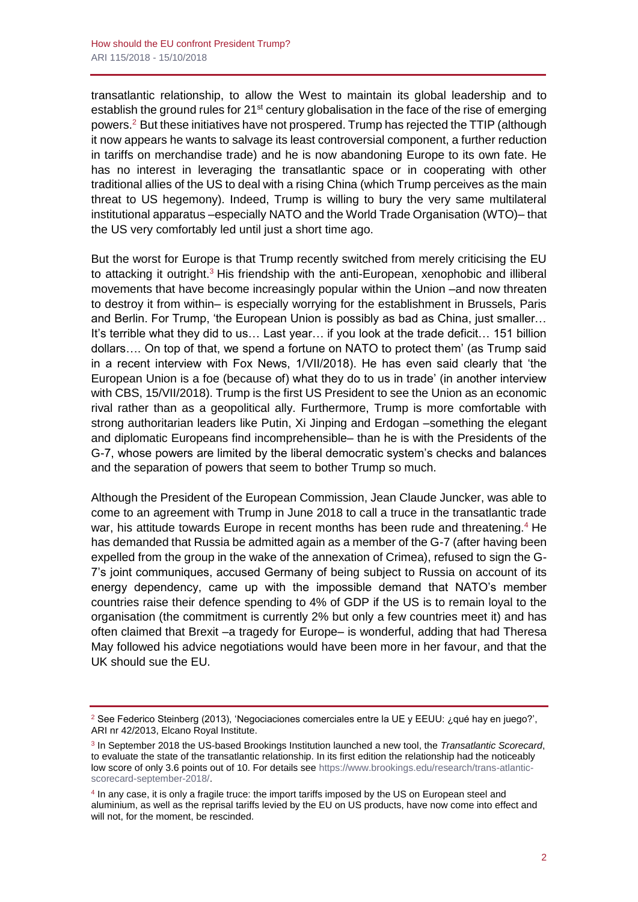transatlantic relationship, to allow the West to maintain its global leadership and to establish the ground rules for 21st century globalisation in the face of the rise of emerging powers.[2] But these initiatives have not prospered. Trump has rejected the TTIP (although it now appears he wants to salvage its least controversial component, a further reduction in tariffs on merchandise trade) and he is now abandoning Europe to its own fate. He has no interest in leveraging the transatlantic space or in cooperating with other traditional allies of the US to deal with a rising China (which Trump perceives as the main threat to US hegemony). Indeed, Trump is willing to bury the very same multilateral institutional apparatus –especially NATO and the World Trade Organisation (WTO)– that the US very comfortably led until just a short time ago.

But the worst for Europe is that Trump recently switched from merely criticising the EU to attacking it outright.[3] His friendship with the anti-European, xenophobic and illiberal movements that have become increasingly popular within the Union –and now threaten to destroy it from within– is especially worrying for the establishment in Brussels, Paris and Berlin. For Trump, 'the European Union is possibly as bad as China, just smaller… It's terrible what they did to us… Last year… if you look at the trade deficit… 151 billion dollars…. On top of that, we spend a fortune on NATO to protect them' (as Trump said in a recent interview with Fox News, 1/VII/2018). He has even said clearly that 'the European Union is a foe (because of) what they do to us in trade' (in another interview with CBS, 15/VII/2018). Trump is the first US President to see the Union as an economic rival rather than as a geopolitical ally. Furthermore, Trump is more comfortable with strong authoritarian leaders like Putin, Xi Jinping and Erdogan –something the elegant and diplomatic Europeans find incomprehensible– than he is with the Presidents of the G-7, whose powers are limited by the liberal democratic system's checks and balances and the separation of powers that seem to bother Trump so much.

Although the President of the European Commission, Jean Claude Juncker, was able to come to an agreement with Trump in June 2018 to call a truce in the transatlantic trade war, his attitude towards Europe in recent months has been rude and threatening.[4] He has demanded that Russia be admitted again as a member of the G-7 (after having been expelled from the group in the wake of the annexation of Crimea), refused to sign the G-7's joint communiques, accused Germany of being subject to Russia on account of its energy dependency, came up with the impossible demand that NATO's member countries raise their defence spending to 4% of GDP if the US is to remain loyal to the organisation (the commitment is currently 2% but only a few countries meet it) and has often claimed that Brexit –a tragedy for Europe– is wonderful, adding that had Theresa May followed his advice negotiations would have been more in her favour, and that the UK should sue the EU.

---

[2] See Federico Steinberg (2013), 'Negociaciones comerciales entre la UE y EEUU: ¿qué hay en juego?', ARI nr 42/2013, Elcano Royal Institute.

[3] In September 2018 the US-based Brookings Institution launched a new tool, the *Transatlantic Scorecard*, to evaluate the state of the transatlantic relationship. In its first edition the relationship had the noticeably low score of only 3.6 points out of 10. For details see https://www.brookings.edu/research/trans-atlantic-scorecard-september-2018/.

[4] In any case, it is only a fragile truce: the import tariffs imposed by the US on European steel and aluminium, as well as the reprisal tariffs levied by the EU on US products, have now come into effect and will not, for the moment, be rescinded.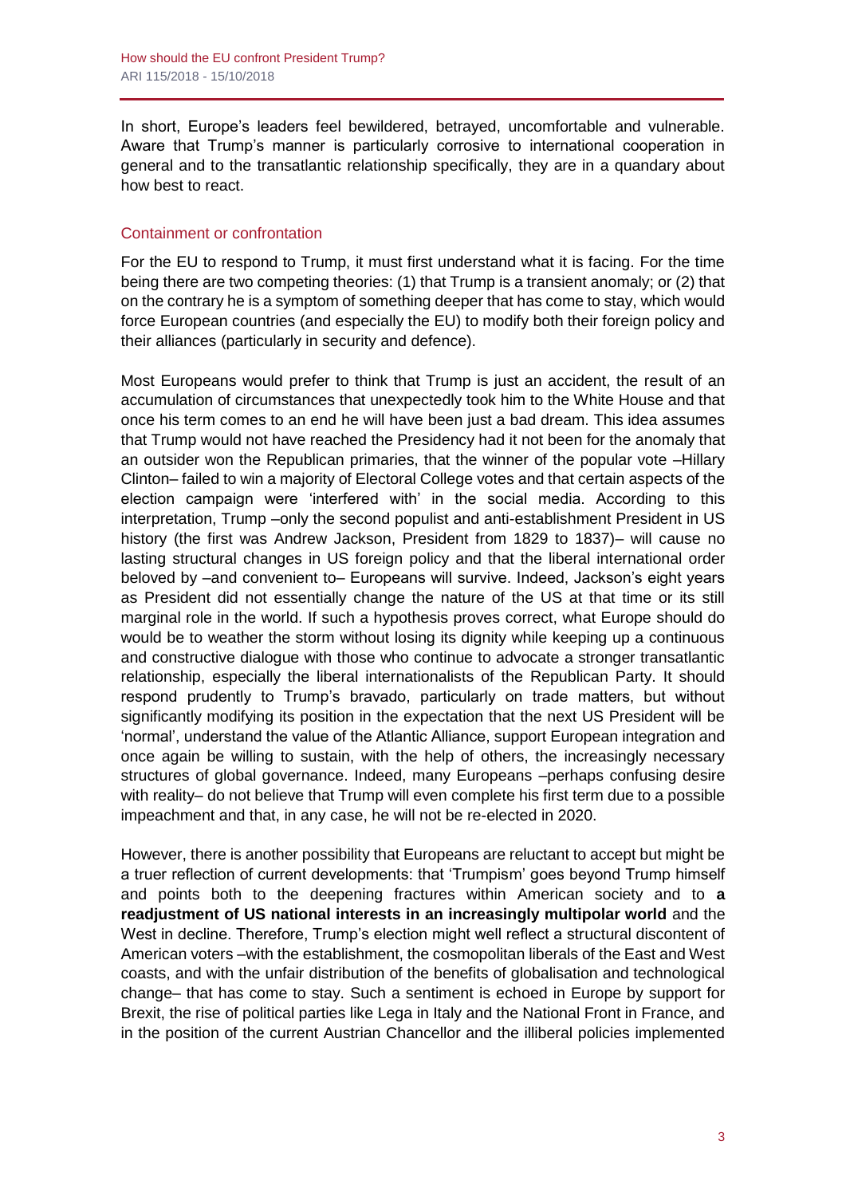In short, Europe's leaders feel bewildered, betrayed, uncomfortable and vulnerable. Aware that Trump's manner is particularly corrosive to international cooperation in general and to the transatlantic relationship specifically, they are in a quandary about how best to react.

## Containment or confrontation

For the EU to respond to Trump, it must first understand what it is facing. For the time being there are two competing theories: (1) that Trump is a transient anomaly; or (2) that on the contrary he is a symptom of something deeper that has come to stay, which would force European countries (and especially the EU) to modify both their foreign policy and their alliances (particularly in security and defence).

Most Europeans would prefer to think that Trump is just an accident, the result of an accumulation of circumstances that unexpectedly took him to the White House and that once his term comes to an end he will have been just a bad dream. This idea assumes that Trump would not have reached the Presidency had it not been for the anomaly that an outsider won the Republican primaries, that the winner of the popular vote –Hillary Clinton– failed to win a majority of Electoral College votes and that certain aspects of the election campaign were 'interfered with' in the social media. According to this interpretation, Trump –only the second populist and anti-establishment President in US history (the first was Andrew Jackson, President from 1829 to 1837)– will cause no lasting structural changes in US foreign policy and that the liberal international order beloved by –and convenient to– Europeans will survive. Indeed, Jackson's eight years as President did not essentially change the nature of the US at that time or its still marginal role in the world. If such a hypothesis proves correct, what Europe should do would be to weather the storm without losing its dignity while keeping up a continuous and constructive dialogue with those who continue to advocate a stronger transatlantic relationship, especially the liberal internationalists of the Republican Party. It should respond prudently to Trump's bravado, particularly on trade matters, but without significantly modifying its position in the expectation that the next US President will be 'normal', understand the value of the Atlantic Alliance, support European integration and once again be willing to sustain, with the help of others, the increasingly necessary structures of global governance. Indeed, many Europeans –perhaps confusing desire with reality– do not believe that Trump will even complete his first term due to a possible impeachment and that, in any case, he will not be re-elected in 2020.

However, there is another possibility that Europeans are reluctant to accept but might be a truer reflection of current developments: that 'Trumpism' goes beyond Trump himself and points both to the deepening fractures within American society and to **a readjustment of US national interests in an increasingly multipolar world** and the West in decline. Therefore, Trump's election might well reflect a structural discontent of American voters –with the establishment, the cosmopolitan liberals of the East and West coasts, and with the unfair distribution of the benefits of globalisation and technological change– that has come to stay. Such a sentiment is echoed in Europe by support for Brexit, the rise of political parties like Lega in Italy and the National Front in France, and in the position of the current Austrian Chancellor and the illiberal policies implemented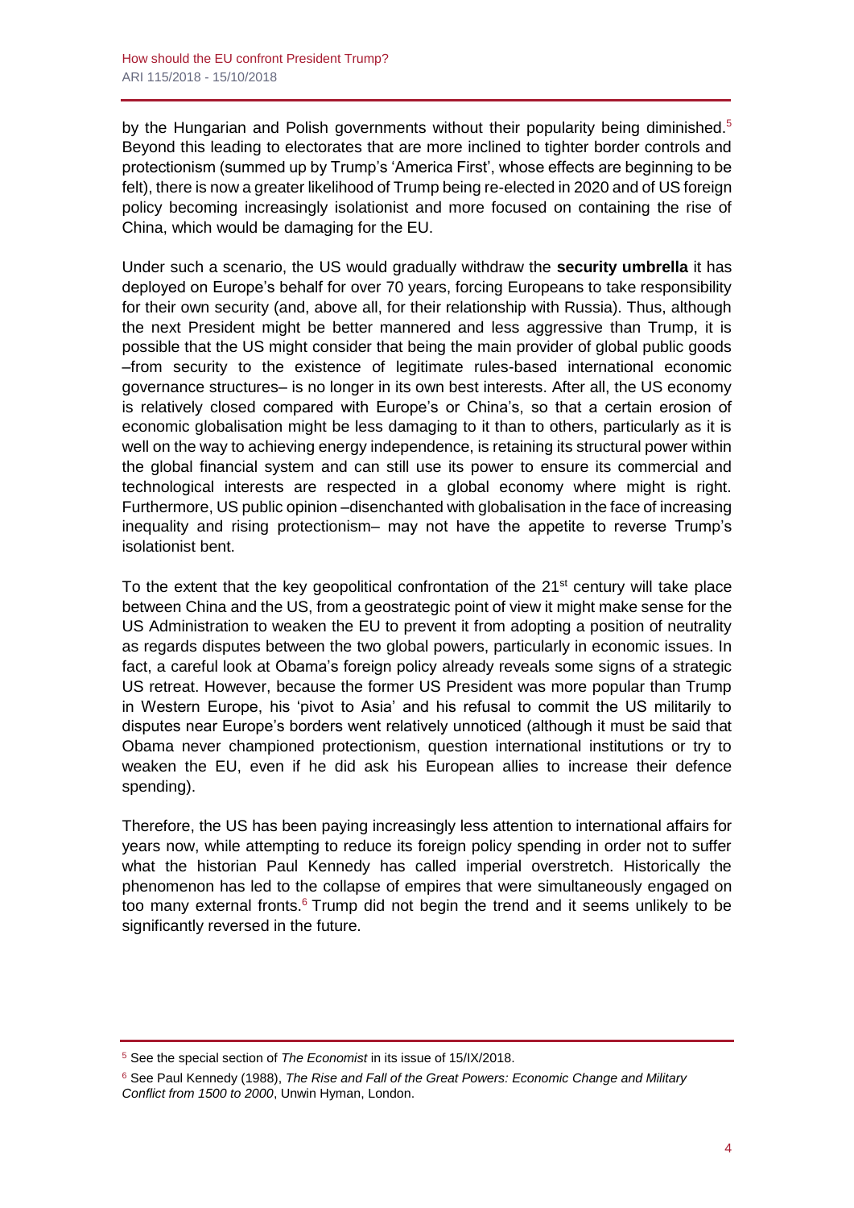by the Hungarian and Polish governments without their popularity being diminished.[5] Beyond this leading to electorates that are more inclined to tighter border controls and protectionism (summed up by Trump's 'America First', whose effects are beginning to be felt), there is now a greater likelihood of Trump being re-elected in 2020 and of US foreign policy becoming increasingly isolationist and more focused on containing the rise of China, which would be damaging for the EU.

Under such a scenario, the US would gradually withdraw the **security umbrella** it has deployed on Europe's behalf for over 70 years, forcing Europeans to take responsibility for their own security (and, above all, for their relationship with Russia). Thus, although the next President might be better mannered and less aggressive than Trump, it is possible that the US might consider that being the main provider of global public goods –from security to the existence of legitimate rules-based international economic governance structures– is no longer in its own best interests. After all, the US economy is relatively closed compared with Europe's or China's, so that a certain erosion of economic globalisation might be less damaging to it than to others, particularly as it is well on the way to achieving energy independence, is retaining its structural power within the global financial system and can still use its power to ensure its commercial and technological interests are respected in a global economy where might is right. Furthermore, US public opinion –disenchanted with globalisation in the face of increasing inequality and rising protectionism– may not have the appetite to reverse Trump's isolationist bent.

To the extent that the key geopolitical confrontation of the 21st century will take place between China and the US, from a geostrategic point of view it might make sense for the US Administration to weaken the EU to prevent it from adopting a position of neutrality as regards disputes between the two global powers, particularly in economic issues. In fact, a careful look at Obama's foreign policy already reveals some signs of a strategic US retreat. However, because the former US President was more popular than Trump in Western Europe, his 'pivot to Asia' and his refusal to commit the US militarily to disputes near Europe's borders went relatively unnoticed (although it must be said that Obama never championed protectionism, question international institutions or try to weaken the EU, even if he did ask his European allies to increase their defence spending).

Therefore, the US has been paying increasingly less attention to international affairs for years now, while attempting to reduce its foreign policy spending in order not to suffer what the historian Paul Kennedy has called imperial overstretch. Historically the phenomenon has led to the collapse of empires that were simultaneously engaged on too many external fronts.[6] Trump did not begin the trend and it seems unlikely to be significantly reversed in the future.

---

[5] See the special section of *The Economist* in its issue of 15/IX/2018.

[6] See Paul Kennedy (1988), *The Rise and Fall of the Great Powers: Economic Change and Military Conflict from 1500 to 2000*, Unwin Hyman, London.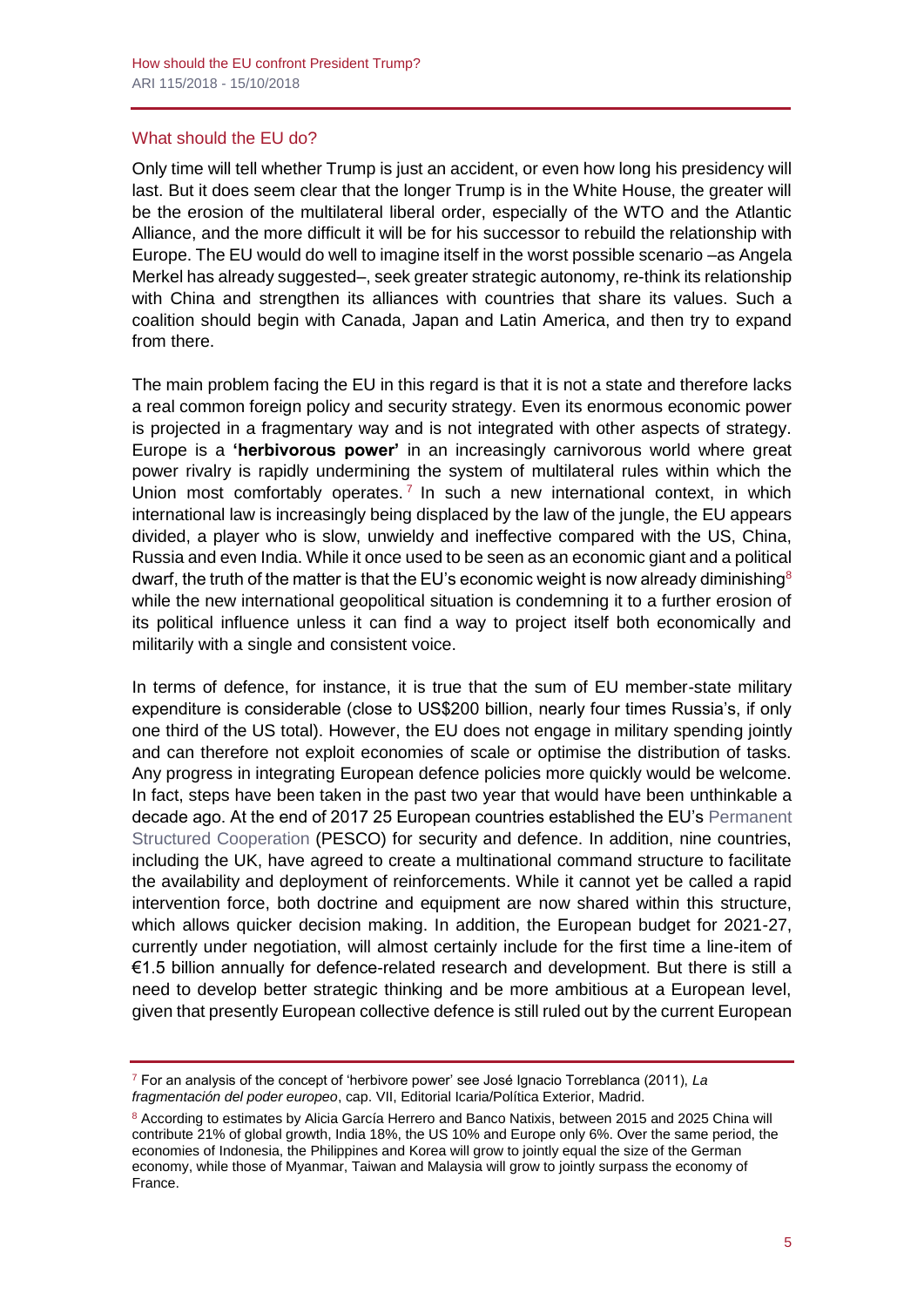## What should the EU do?

Only time will tell whether Trump is just an accident, or even how long his presidency will last. But it does seem clear that the longer Trump is in the White House, the greater will be the erosion of the multilateral liberal order, especially of the WTO and the Atlantic Alliance, and the more difficult it will be for his successor to rebuild the relationship with Europe. The EU would do well to imagine itself in the worst possible scenario –as Angela Merkel has already suggested–, seek greater strategic autonomy, re-think its relationship with China and strengthen its alliances with countries that share its values. Such a coalition should begin with Canada, Japan and Latin America, and then try to expand from there.

The main problem facing the EU in this regard is that it is not a state and therefore lacks a real common foreign policy and security strategy. Even its enormous economic power is projected in a fragmentary way and is not integrated with other aspects of strategy. Europe is a **'herbivorous power'** in an increasingly carnivorous world where great power rivalry is rapidly undermining the system of multilateral rules within which the Union most comfortably operates.[7] In such a new international context, in which international law is increasingly being displaced by the law of the jungle, the EU appears divided, a player who is slow, unwieldy and ineffective compared with the US, China, Russia and even India. While it once used to be seen as an economic giant and a political dwarf, the truth of the matter is that the EU's economic weight is now already diminishing[8] while the new international geopolitical situation is condemning it to a further erosion of its political influence unless it can find a way to project itself both economically and militarily with a single and consistent voice.

In terms of defence, for instance, it is true that the sum of EU member-state military expenditure is considerable (close to US$200 billion, nearly four times Russia's, if only one third of the US total). However, the EU does not engage in military spending jointly and can therefore not exploit economies of scale or optimise the distribution of tasks. Any progress in integrating European defence policies more quickly would be welcome. In fact, steps have been taken in the past two year that would have been unthinkable a decade ago. At the end of 2017 25 European countries established the EU's Permanent Structured Cooperation (PESCO) for security and defence. In addition, nine countries, including the UK, have agreed to create a multinational command structure to facilitate the availability and deployment of reinforcements. While it cannot yet be called a rapid intervention force, both doctrine and equipment are now shared within this structure, which allows quicker decision making. In addition, the European budget for 2021-27, currently under negotiation, will almost certainly include for the first time a line-item of €1.5 billion annually for defence-related research and development. But there is still a need to develop better strategic thinking and be more ambitious at a European level, given that presently European collective defence is still ruled out by the current European

---

[7] For an analysis of the concept of 'herbivore power' see José Ignacio Torreblanca (2011), *La fragmentación del poder europeo*, cap. VII, Editorial Icaria/Política Exterior, Madrid.

[8] According to estimates by Alicia García Herrero and Banco Natixis, between 2015 and 2025 China will contribute 21% of global growth, India 18%, the US 10% and Europe only 6%. Over the same period, the economies of Indonesia, the Philippines and Korea will grow to jointly equal the size of the German economy, while those of Myanmar, Taiwan and Malaysia will grow to jointly surpass the economy of France.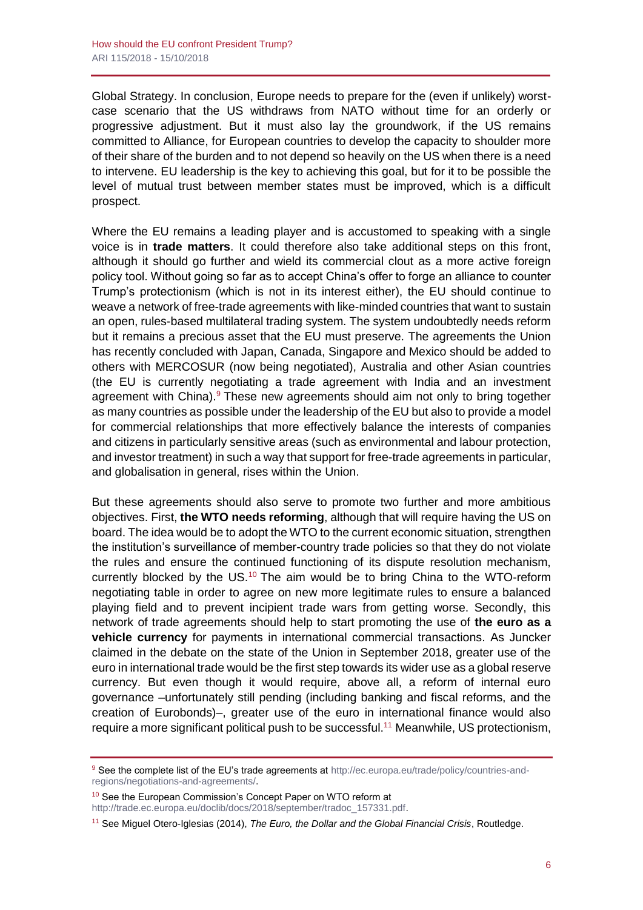Global Strategy. In conclusion, Europe needs to prepare for the (even if unlikely) worst-case scenario that the US withdraws from NATO without time for an orderly or progressive adjustment. But it must also lay the groundwork, if the US remains committed to Alliance, for European countries to develop the capacity to shoulder more of their share of the burden and to not depend so heavily on the US when there is a need to intervene. EU leadership is the key to achieving this goal, but for it to be possible the level of mutual trust between member states must be improved, which is a difficult prospect.

Where the EU remains a leading player and is accustomed to speaking with a single voice is in **trade matters**. It could therefore also take additional steps on this front, although it should go further and wield its commercial clout as a more active foreign policy tool. Without going so far as to accept China's offer to forge an alliance to counter Trump's protectionism (which is not in its interest either), the EU should continue to weave a network of free-trade agreements with like-minded countries that want to sustain an open, rules-based multilateral trading system. The system undoubtedly needs reform but it remains a precious asset that the EU must preserve. The agreements the Union has recently concluded with Japan, Canada, Singapore and Mexico should be added to others with MERCOSUR (now being negotiated), Australia and other Asian countries (the EU is currently negotiating a trade agreement with India and an investment agreement with China).[9] These new agreements should aim not only to bring together as many countries as possible under the leadership of the EU but also to provide a model for commercial relationships that more effectively balance the interests of companies and citizens in particularly sensitive areas (such as environmental and labour protection, and investor treatment) in such a way that support for free-trade agreements in particular, and globalisation in general, rises within the Union.

But these agreements should also serve to promote two further and more ambitious objectives. First, **the WTO needs reforming**, although that will require having the US on board. The idea would be to adopt the WTO to the current economic situation, strengthen the institution's surveillance of member-country trade policies so that they do not violate the rules and ensure the continued functioning of its dispute resolution mechanism, currently blocked by the US.[10] The aim would be to bring China to the WTO-reform negotiating table in order to agree on new more legitimate rules to ensure a balanced playing field and to prevent incipient trade wars from getting worse. Secondly, this network of trade agreements should help to start promoting the use of **the euro as a vehicle currency** for payments in international commercial transactions. As Juncker claimed in the debate on the state of the Union in September 2018, greater use of the euro in international trade would be the first step towards its wider use as a global reserve currency. But even though it would require, above all, a reform of internal euro governance –unfortunately still pending (including banking and fiscal reforms, and the creation of Eurobonds)–, greater use of the euro in international finance would also require a more significant political push to be successful.[11] Meanwhile, US protectionism,

---

[9] See the complete list of the EU's trade agreements at http://ec.europa.eu/trade/policy/countries-and-regions/negotiations-and-agreements/.

[10] See the European Commission's Concept Paper on WTO reform at http://trade.ec.europa.eu/doclib/docs/2018/september/tradoc_157331.pdf.

[11] See Miguel Otero-Iglesias (2014), *The Euro, the Dollar and the Global Financial Crisis*, Routledge.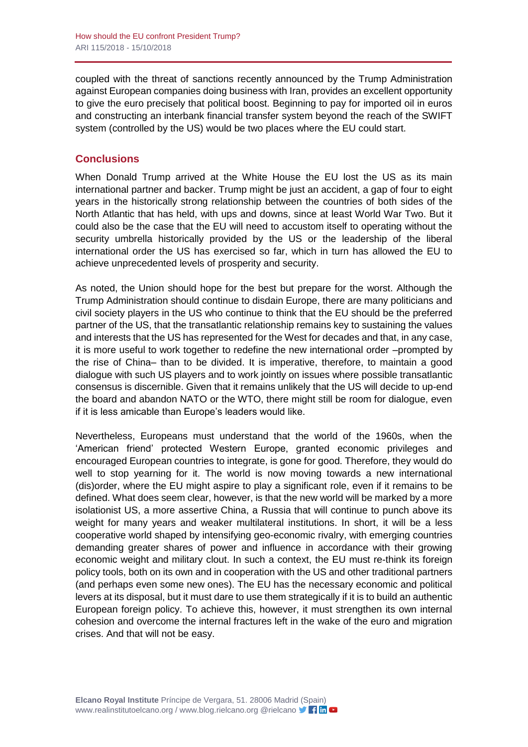coupled with the threat of sanctions recently announced by the Trump Administration against European companies doing business with Iran, provides an excellent opportunity to give the euro precisely that political boost. Beginning to pay for imported oil in euros and constructing an interbank financial transfer system beyond the reach of the SWIFT system (controlled by the US) would be two places where the EU could start.

## Conclusions

When Donald Trump arrived at the White House the EU lost the US as its main international partner and backer. Trump might be just an accident, a gap of four to eight years in the historically strong relationship between the countries of both sides of the North Atlantic that has held, with ups and downs, since at least World War Two. But it could also be the case that the EU will need to accustom itself to operating without the security umbrella historically provided by the US or the leadership of the liberal international order the US has exercised so far, which in turn has allowed the EU to achieve unprecedented levels of prosperity and security.

As noted, the Union should hope for the best but prepare for the worst. Although the Trump Administration should continue to disdain Europe, there are many politicians and civil society players in the US who continue to think that the EU should be the preferred partner of the US, that the transatlantic relationship remains key to sustaining the values and interests that the US has represented for the West for decades and that, in any case, it is more useful to work together to redefine the new international order –prompted by the rise of China– than to be divided. It is imperative, therefore, to maintain a good dialogue with such US players and to work jointly on issues where possible transatlantic consensus is discernible. Given that it remains unlikely that the US will decide to up-end the board and abandon NATO or the WTO, there might still be room for dialogue, even if it is less amicable than Europe's leaders would like.

Nevertheless, Europeans must understand that the world of the 1960s, when the 'American friend' protected Western Europe, granted economic privileges and encouraged European countries to integrate, is gone for good. Therefore, they would do well to stop yearning for it. The world is now moving towards a new international (dis)order, where the EU might aspire to play a significant role, even if it remains to be defined. What does seem clear, however, is that the new world will be marked by a more isolationist US, a more assertive China, a Russia that will continue to punch above its weight for many years and weaker multilateral institutions. In short, it will be a less cooperative world shaped by intensifying geo-economic rivalry, with emerging countries demanding greater shares of power and influence in accordance with their growing economic weight and military clout. In such a context, the EU must re-think its foreign policy tools, both on its own and in cooperation with the US and other traditional partners (and perhaps even some new ones). The EU has the necessary economic and political levers at its disposal, but it must dare to use them strategically if it is to build an authentic European foreign policy. To achieve this, however, it must strengthen its own internal cohesion and overcome the internal fractures left in the wake of the euro and migration crises. And that will not be easy.